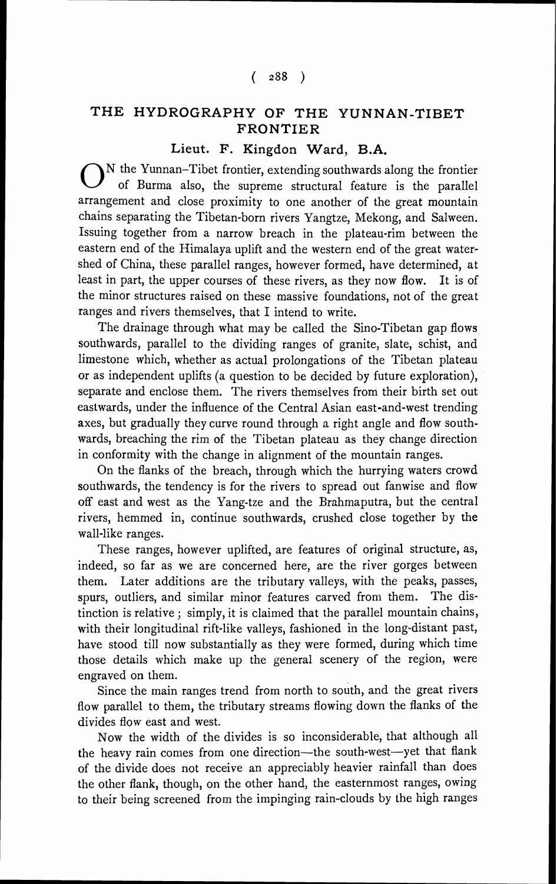# THE HYDROGRAPHY OF THE YUNNAN-TIBET FRONTIER

### Lieut. F. Kingdon Ward, B.A.

On the Yunnan–Tibet frontier, extending southwards along the frontier of Burma also, the supreme structural feature is the parallel arrangement and close proximity to one another of the great mountain chains separating the Tibetan-born rivers Yangtze, Mekong, and Salween. Issuing together from a narrow breach in the plateau-rim between the eastern end of the Himalaya uplift and the western end of the great watershed of China, these parallel ranges, however formed, have determined, at least in part, the upper courses of these rivers, as they now flow. It is of the minor structures raised on these massive foundations, not of the great ranges and rivers themselves, that I intend to write.

The drainage through what may be called the Sino-Tibetan gap flows southwards, parallel to the dividing ranges of granite, slate, schist, and limestone which, whether as actual prolongations of the Tibetan plateau or as independent uplifts (a question to be decided by future exploration), separate and enclose them. The rivers themselves from their birth set out eastwards, under the influence of the Central Asian east-and-west trending axes, but gradually they curve round through a right angle and flow southwards, breaching the rim of the Tibetan plateau as they change direction in conformity with the change in alignment of the mountain ranges.

On the flanks of the breach, through which the hurrying waters crowd southwards, the tendency is for the rivers to spread out fanwise and flow off east and west as the Yang-tze and the Brahmaputra, but the central rivers, hemmed in, continue southwards, crushed close together by the wall-like ranges.

These ranges, however uplifted, are features of original structure, as, indeed, so far as we are concerned here, are the river gorges between them. Later additions are the tributary valleys, with the peaks, passes, spurs, outliers, and similar minor features carved from them. The distinction is relative; simply, it is claimed that the parallel mountain chains, with their longitudinal rift-like valleys, fashioned in the long-distant past, have stood till now substantially as they were formed, during which time those details which make up the general scenery of the region, were engraved on them.

Since the main ranges trend from north to south, and the great rivers flow parallel to them, the tributary streams flowing down the flanks of the divides flow east and west.

Now the width of the divides is so inconsiderable, that although all the heavy rain comes from one direction—the south-west—yet that flank of the divide does not receive an appreciably heavier rainfall than does the other flank, though, on the other hand, the easternmost ranges, owing to their being screened from the impinging rain-clouds by the high ranges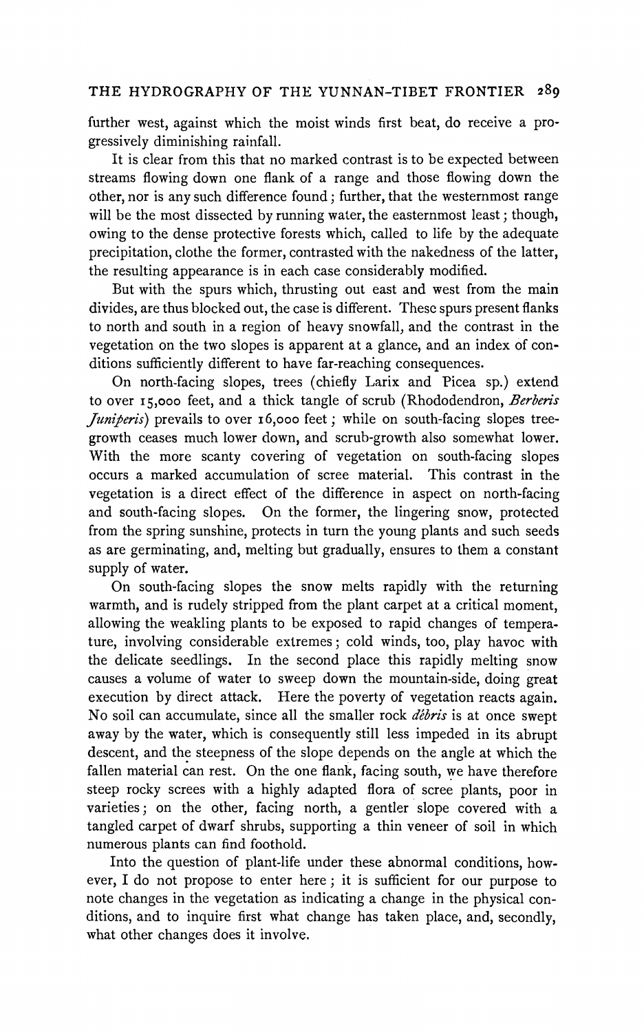further west, against which the moist winds first beat, do receive a progressively diminishing rainfall.

It is clear from this that no marked contrast is to be expected between streams flowing down one flank of a range and those flowing down the other, nor is any such difference found; further, that the westernmost range will be the most dissected by running water, the easternmost least; though, owing to the dense protective forests which, called to life by the adequate precipitation, clothe the former, contrasted with the nakedness of the latter, the resulting appearance is in each case considerably modified.

But with the spurs which, thrusting out east and west from the main divides, are thus blocked out, the case is different. These spurs present flanks to north and south in a region of heavy snowfall, and the contrast in the vegetation on the two slopes is apparent at a glance, and an index of conditions sufficiently different to have far-reaching consequences.

On north-facing slopes, trees (chiefly Larix and Picea sp.) extend to over 15,000 feet, and a thick tangle of scrub (Rhododendron, *Berberis Juniperis*) prevails to over 16,000 feet; while on south-facing slopes tree-growth ceases much lower down, and scrub-growth also somewhat lower. With the more scanty covering of vegetation on south-facing slopes occurs a marked accumulation of scree material. This contrast in the vegetation is a direct effect of the difference in aspect on north-facing and south-facing slopes. On the former, the lingering snow, protected from the spring sunshine, protects in turn the young plants and such seeds as are germinating, and, melting but gradually, ensures to them a constant supply of water.

On south-facing slopes the snow melts rapidly with the returning warmth, and is rudely stripped from the plant carpet at a critical moment, allowing the weakling plants to be exposed to rapid changes of temperature, involving considerable extremes; cold winds, too, play havoc with the delicate seedlings. In the second place this rapidly melting snow causes a volume of water to sweep down the mountain-side, doing great execution by direct attack. Here the poverty of vegetation reacts again. No soil can accumulate, since all the smaller rock *débris* is at once swept away by the water, which is consequently still less impeded in its abrupt descent, and the steepness of the slope depends on the angle at which the fallen material can rest. On the one flank, facing south, we have therefore steep rocky screes with a highly adapted flora of scree plants, poor in varieties; on the other, facing north, a gentler slope covered with a tangled carpet of dwarf shrubs, supporting a thin veneer of soil in which numerous plants can find foothold.

Into the question of plant-life under these abnormal conditions, however, I do not propose to enter here; it is sufficient for our purpose to note changes in the vegetation as indicating a change in the physical conditions, and to inquire first what change has taken place, and, secondly, what other changes does it involve.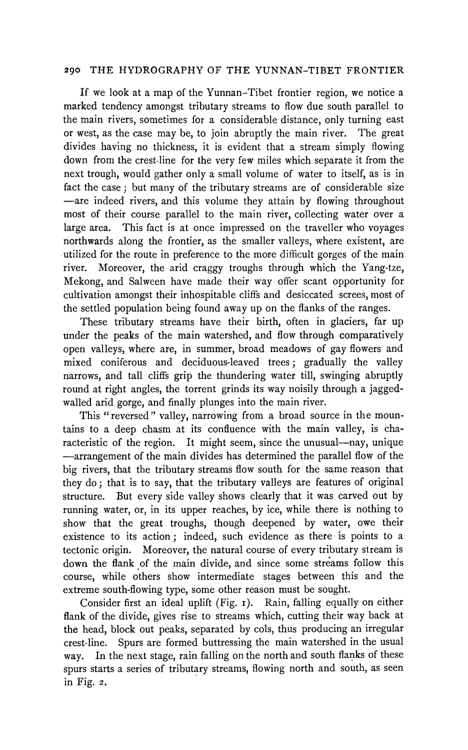If we look at a map of the Yunnan–Tibet frontier region, we notice a marked tendency amongst tributary streams to flow due south parallel to the main rivers, sometimes for a considerable distance, only turning east or west, as the case may be, to join abruptly the main river. The great divides having no thickness, it is evident that a stream simply flowing down from the crest-line for the very few miles which separate it from the next trough, would gather only a small volume of water to itself, as is in fact the case; but many of the tributary streams are of considerable size—are indeed rivers, and this volume they attain by flowing throughout most of their course parallel to the main river, collecting water over a large area. This fact is at once impressed on the traveller who voyages northwards along the frontier, as the smaller valleys, where existent, are utilized for the route in preference to the more difficult gorges of the main river. Moreover, the arid craggy troughs through which the Yang-tze, Mekong, and Salween have made their way offer scant opportunity for cultivation amongst their inhospitable cliffs and desiccated screes, most of the settled population being found away up on the flanks of the ranges.

These tributary streams have their birth, often in glaciers, far up under the peaks of the main watershed, and flow through comparatively open valleys, where are, in summer, broad meadows of gay flowers and mixed coniferous and deciduous-leaved trees; gradually the valley narrows, and tall cliffs grip the thundering water till, swinging abruptly round at right angles, the torrent grinds its way noisily through a jagged-walled arid gorge, and finally plunges into the main river.

This "reversed" valley, narrowing from a broad source in the mountains to a deep chasm at its confluence with the main valley, is characteristic of the region. It might seem, since the unusual—nay, unique—arrangement of the main divides has determined the parallel flow of the big rivers, that the tributary streams flow south for the same reason that they do; that is to say, that the tributary valleys are features of original structure. But every side valley shows clearly that it was carved out by running water, or, in its upper reaches, by ice, while there is nothing to show that the great troughs, though deepened by water, owe their existence to its action; indeed, such evidence as there is points to a tectonic origin. Moreover, the natural course of every tributary stream is down the flank of the main divide, and since some streams follow this course, while others show intermediate stages between this and the extreme south-flowing type, some other reason must be sought.

Consider first an ideal uplift (Fig. 1). Rain, falling equally on either flank of the divide, gives rise to streams which, cutting their way back at the head, block out peaks, separated by cols, thus producing an irregular crest-line. Spurs are formed buttressing the main watershed in the usual way. In the next stage, rain falling on the north and south flanks of these spurs starts a series of tributary streams, flowing north and south, as seen in Fig. 2.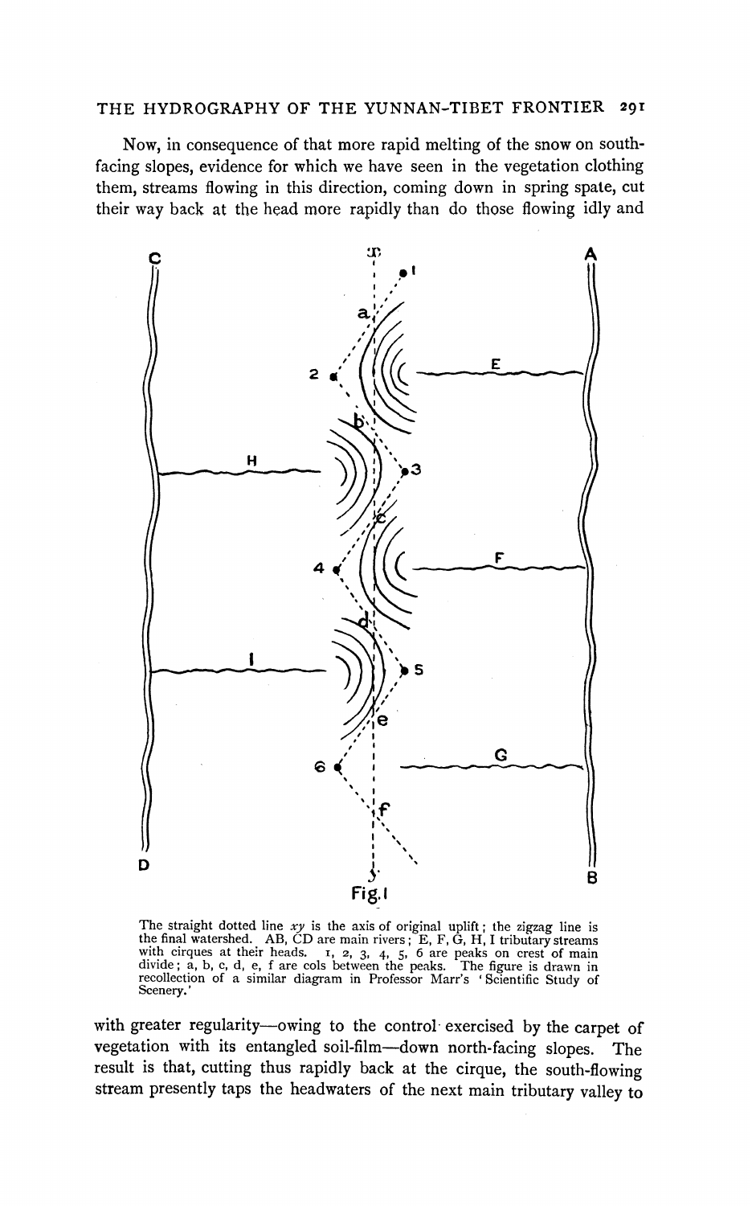Now, in consequence of that more rapid melting of the snow on south-facing slopes, evidence for which we have seen in the vegetation clothing them, streams flowing in this direction, coming down in spring spate, cut their way back at the head more rapidly than do those flowing idly and

Fig. 1

The straight dotted line $xy$ is the axis of original uplift; the zigzag line is the final watershed. AB, CD are main rivers; E, F, G, H, I tributary streams with cirques at their heads. 1, 2, 3, 4, 5, 6 are peaks on crest of main divide; a, b, c, d, e, f are cols between the peaks. The figure is drawn in recollection of a similar diagram in Professor Marr's 'Scientific Study of Scenery.'

with greater regularity—owing to the control exercised by the carpet of vegetation with its entangled soil-film—down north-facing slopes. The result is that, cutting thus rapidly back at the cirque, the south-flowing stream presently taps the headwaters of the next main tributary valley to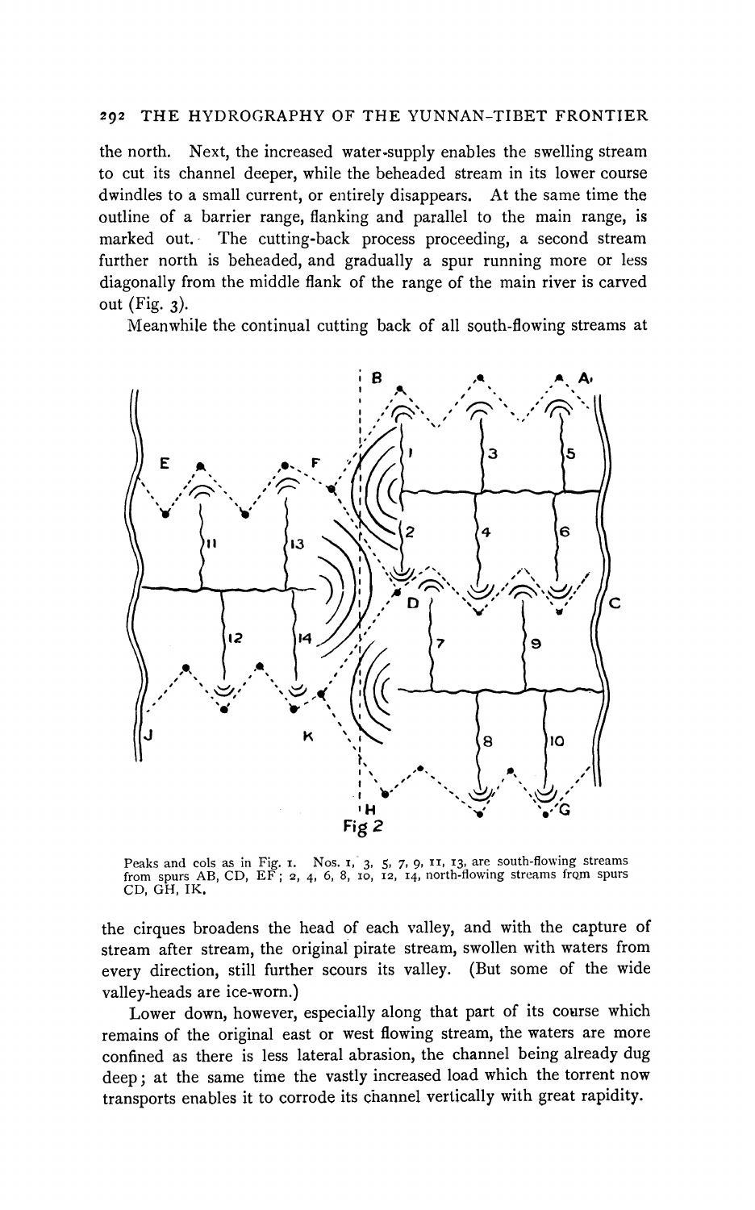the north. Next, the increased water-supply enables the swelling stream to cut its channel deeper, while the beheaded stream in its lower course dwindles to a small current, or entirely disappears. At the same time the outline of a barrier range, flanking and parallel to the main range, is marked out. The cutting-back process proceeding, a second stream further north is beheaded, and gradually a spur running more or less diagonally from the middle flank of the range of the main river is carved out (Fig. 3).

Meanwhile the continual cutting back of all south-flowing streams at

Fig 2

Peaks and cols as in Fig. 1. Nos. 1, 3, 5, 7, 9, 11, 13, are south-flowing streams from spurs AB, CD, EF; 2, 4, 6, 8, 10, 12, 14, north-flowing streams from spurs CD, GH, IK.

the cirques broadens the head of each valley, and with the capture of stream after stream, the original pirate stream, swollen with waters from every direction, still further scours its valley. (But some of the wide valley-heads are ice-worn.)

Lower down, however, especially along that part of its course which remains of the original east or west flowing stream, the waters are more confined as there is less lateral abrasion, the channel being already dug deep; at the same time the vastly increased load which the torrent now transports enables it to corrode its channel vertically with great rapidity.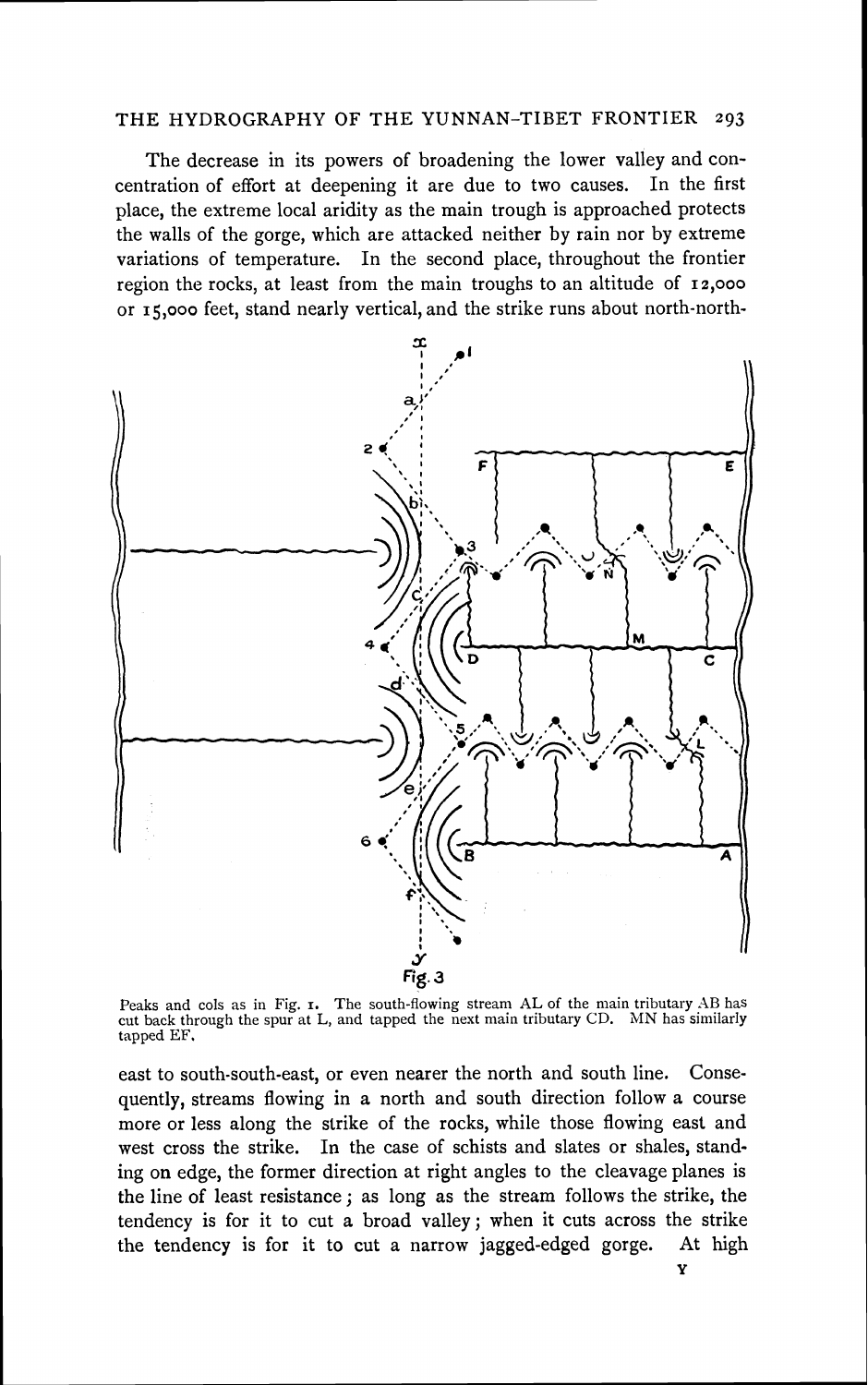The decrease in its powers of broadening the lower valley and concentration of effort at deepening it are due to two causes. In the first place, the extreme local aridity as the main trough is approached protects the walls of the gorge, which are attacked neither by rain nor by extreme variations of temperature. In the second place, throughout the frontier region the rocks, at least from the main troughs to an altitude of 12,000 or 15,000 feet, stand nearly vertical, and the strike runs about north-north-

Fig. 3

Peaks and cols as in Fig. 1. The south-flowing stream AL of the main tributary AB has cut back through the spur at L, and tapped the next main tributary CD. MN has similarly tapped EF.

east to south-south-east, or even nearer the north and south line. Consequently, streams flowing in a north and south direction follow a course more or less along the strike of the rocks, while those flowing east and west cross the strike. In the case of schists and slates or shales, standing on edge, the former direction at right angles to the cleavage planes is the line of least resistance; as long as the stream follows the strike, the tendency is for it to cut a broad valley; when it cuts across the strike the tendency is for it to cut a narrow jagged-edged gorge. At high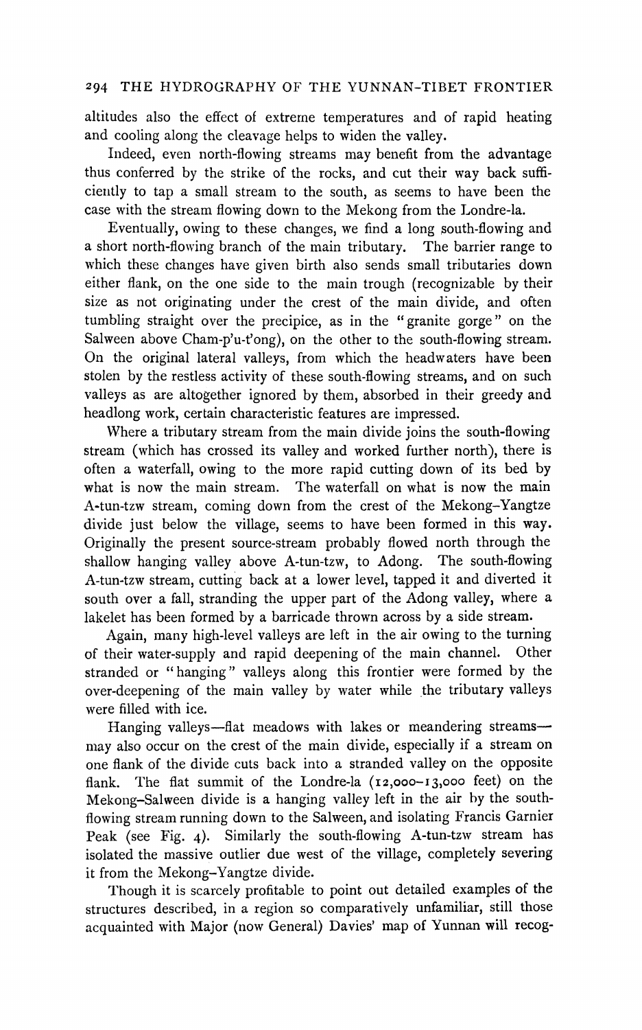altitudes also the effect of extreme temperatures and of rapid heating and cooling along the cleavage helps to widen the valley.

Indeed, even north-flowing streams may benefit from the advantage thus conferred by the strike of the rocks, and cut their way back sufficiently to tap a small stream to the south, as seems to have been the case with the stream flowing down to the Mekong from the Londre-la.

Eventually, owing to these changes, we find a long south-flowing and a short north-flowing branch of the main tributary. The barrier range to which these changes have given birth also sends small tributaries down either flank, on the one side to the main trough (recognizable by their size as not originating under the crest of the main divide, and often tumbling straight over the precipice, as in the "granite gorge" on the Salween above Cham-p'u-t'ong), on the other to the south-flowing stream. On the original lateral valleys, from which the headwaters have been stolen by the restless activity of these south-flowing streams, and on such valleys as are altogether ignored by them, absorbed in their greedy and headlong work, certain characteristic features are impressed.

Where a tributary stream from the main divide joins the south-flowing stream (which has crossed its valley and worked further north), there is often a waterfall, owing to the more rapid cutting down of its bed by what is now the main stream. The waterfall on what is now the main A-tun-tzw stream, coming down from the crest of the Mekong–Yangtze divide just below the village, seems to have been formed in this way. Originally the present source-stream probably flowed north through the shallow hanging valley above A-tun-tzw, to Adong. The south-flowing A-tun-tzw stream, cutting back at a lower level, tapped it and diverted it south over a fall, stranding the upper part of the Adong valley, where a lakelet has been formed by a barricade thrown across by a side stream.

Again, many high-level valleys are left in the air owing to the turning of their water-supply and rapid deepening of the main channel. Other stranded or "hanging" valleys along this frontier were formed by the over-deepening of the main valley by water while the tributary valleys were filled with ice.

Hanging valleys—flat meadows with lakes or meandering streams—may also occur on the crest of the main divide, especially if a stream on one flank of the divide cuts back into a stranded valley on the opposite flank. The flat summit of the Londre-la (12,000–13,000 feet) on the Mekong–Salween divide is a hanging valley left in the air by the south-flowing stream running down to the Salween, and isolating Francis Garnier Peak (see Fig. 4). Similarly the south-flowing A-tun-tzw stream has isolated the massive outlier due west of the village, completely severing it from the Mekong–Yangtze divide.

Though it is scarcely profitable to point out detailed examples of the structures described, in a region so comparatively unfamiliar, still those acquainted with Major (now General) Davies' map of Yunnan will recog-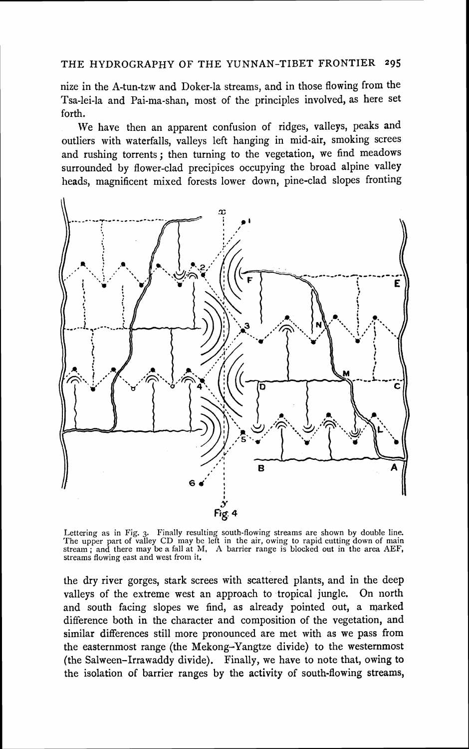nize in the A-tun-tzw and Doker-la streams, and in those flowing from the Tsa-lei-la and Pai-ma-shan, most of the principles involved, as here set forth.

We have then an apparent confusion of ridges, valleys, peaks and outliers with waterfalls, valleys left hanging in mid-air, smoking screes and rushing torrents; then turning to the vegetation, we find meadows surrounded by flower-clad precipices occupying the broad alpine valley heads, magnificent mixed forests lower down, pine-clad slopes fronting

Fig. 4

Lettering as in Fig. 3. Finally resulting south-flowing streams are shown by double line. The upper part of valley CD may be left in the air, owing to rapid cutting down of main stream; and there may be a fall at M. A barrier range is blocked out in the area AEF, streams flowing east and west from it.

the dry river gorges, stark screes with scattered plants, and in the deep valleys of the extreme west an approach to tropical jungle. On north and south facing slopes we find, as already pointed out, a marked difference both in the character and composition of the vegetation, and similar differences still more pronounced are met with as we pass from the easternmost range (the Mekong–Yangtze divide) to the westernmost (the Salween–Irrawaddy divide). Finally, we have to note that, owing to the isolation of barrier ranges by the activity of south-flowing streams,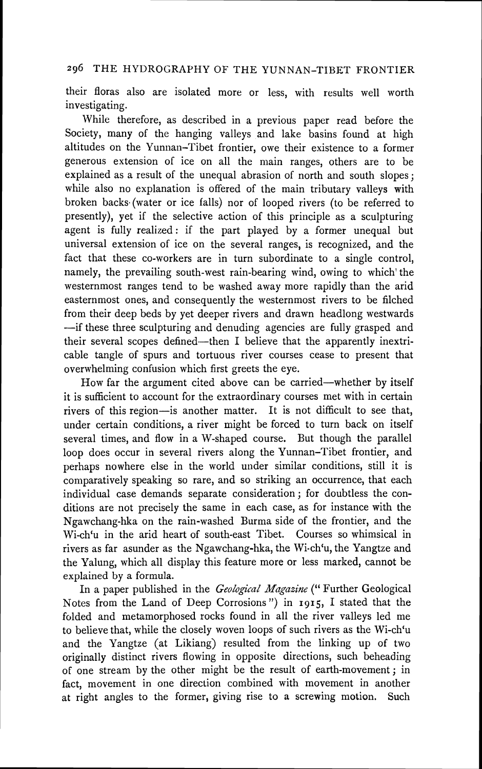their floras also are isolated more or less, with results well worth investigating.

While therefore, as described in a previous paper read before the Society, many of the hanging valleys and lake basins found at high altitudes on the Yunnan–Tibet frontier, owe their existence to a former generous extension of ice on all the main ranges, others are to be explained as a result of the unequal abrasion of north and south slopes; while also no explanation is offered of the main tributary valleys with broken backs (water or ice falls) nor of looped rivers (to be referred to presently), yet if the selective action of this principle as a sculpturing agent is fully realized: if the part played by a former unequal but universal extension of ice on the several ranges, is recognized, and the fact that these co-workers are in turn subordinate to a single control, namely, the prevailing south-west rain-bearing wind, owing to which the westernmost ranges tend to be washed away more rapidly than the arid easternmost ones, and consequently the westernmost rivers to be filched from their deep beds by yet deeper rivers and drawn headlong westwards —if these three sculpturing and denuding agencies are fully grasped and their several scopes defined—then I believe that the apparently inextricable tangle of spurs and tortuous river courses cease to present that overwhelming confusion which first greets the eye.

How far the argument cited above can be carried—whether by itself it is sufficient to account for the extraordinary courses met with in certain rivers of this region—is another matter. It is not difficult to see that, under certain conditions, a river might be forced to turn back on itself several times, and flow in a W-shaped course. But though the parallel loop does occur in several rivers along the Yunnan–Tibet frontier, and perhaps nowhere else in the world under similar conditions, still it is comparatively speaking so rare, and so striking an occurrence, that each individual case demands separate consideration; for doubtless the conditions are not precisely the same in each case, as for instance with the Ngawchang-hka on the rain-washed Burma side of the frontier, and the Wi-ch'u in the arid heart of south-east Tibet. Courses so whimsical in rivers as far asunder as the Ngawchang-hka, the Wi-ch'u, the Yangtze and the Yalung, which all display this feature more or less marked, cannot be explained by a formula.

In a paper published in the *Geological Magazine* ("Further Geological Notes from the Land of Deep Corrosions") in 1915, I stated that the folded and metamorphosed rocks found in all the river valleys led me to believe that, while the closely woven loops of such rivers as the Wi-ch'u and the Yangtze (at Likiang) resulted from the linking up of two originally distinct rivers flowing in opposite directions, such beheading of one stream by the other might be the result of earth-movement; in fact, movement in one direction combined with movement in another at right angles to the former, giving rise to a screwing motion. Such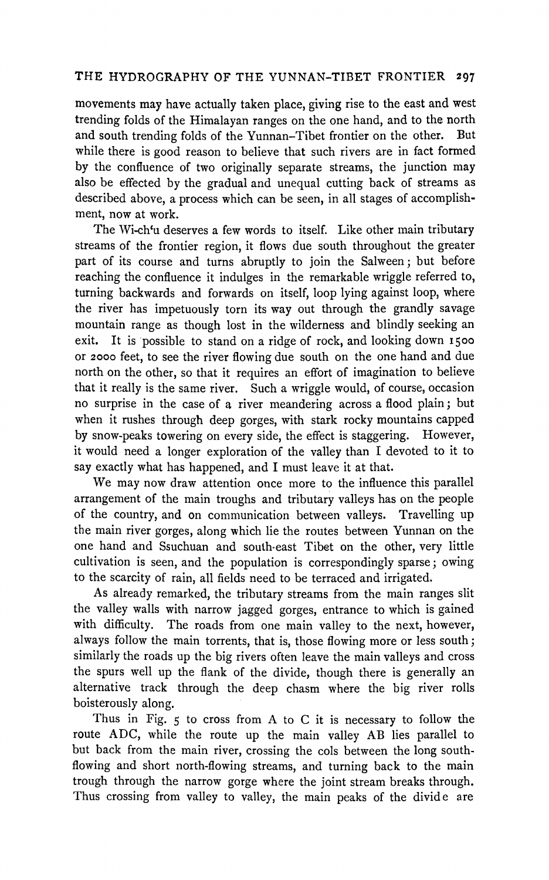movements may have actually taken place, giving rise to the east and west trending folds of the Himalayan ranges on the one hand, and to the north and south trending folds of the Yunnan–Tibet frontier on the other. But while there is good reason to believe that such rivers are in fact formed by the confluence of two originally separate streams, the junction may also be effected by the gradual and unequal cutting back of streams as described above, a process which can be seen, in all stages of accomplishment, now at work.

The Wi-ch'u deserves a few words to itself. Like other main tributary streams of the frontier region, it flows due south throughout the greater part of its course and turns abruptly to join the Salween; but before reaching the confluence it indulges in the remarkable wriggle referred to, turning backwards and forwards on itself, loop lying against loop, where the river has impetuously torn its way out through the grandly savage mountain range as though lost in the wilderness and blindly seeking an exit. It is possible to stand on a ridge of rock, and looking down 1500 or 2000 feet, to see the river flowing due south on the one hand and due north on the other, so that it requires an effort of imagination to believe that it really is the same river. Such a wriggle would, of course, occasion no surprise in the case of a river meandering across a flood plain; but when it rushes through deep gorges, with stark rocky mountains capped by snow-peaks towering on every side, the effect is staggering. However, it would need a longer exploration of the valley than I devoted to it to say exactly what has happened, and I must leave it at that.

We may now draw attention once more to the influence this parallel arrangement of the main troughs and tributary valleys has on the people of the country, and on communication between valleys. Travelling up the main river gorges, along which lie the routes between Yunnan on the one hand and Ssuchuan and south-east Tibet on the other, very little cultivation is seen, and the population is correspondingly sparse; owing to the scarcity of rain, all fields need to be terraced and irrigated.

As already remarked, the tributary streams from the main ranges slit the valley walls with narrow jagged gorges, entrance to which is gained with difficulty. The roads from one main valley to the next, however, always follow the main torrents, that is, those flowing more or less south; similarly the roads up the big rivers often leave the main valleys and cross the spurs well up the flank of the divide, though there is generally an alternative track through the deep chasm where the big river rolls boisterously along.

Thus in Fig. 5 to cross from A to C it is necessary to follow the route ADC, while the route up the main valley AB lies parallel to but back from the main river, crossing the cols between the long south-flowing and short north-flowing streams, and turning back to the main trough through the narrow gorge where the joint stream breaks through. Thus crossing from valley to valley, the main peaks of the divide are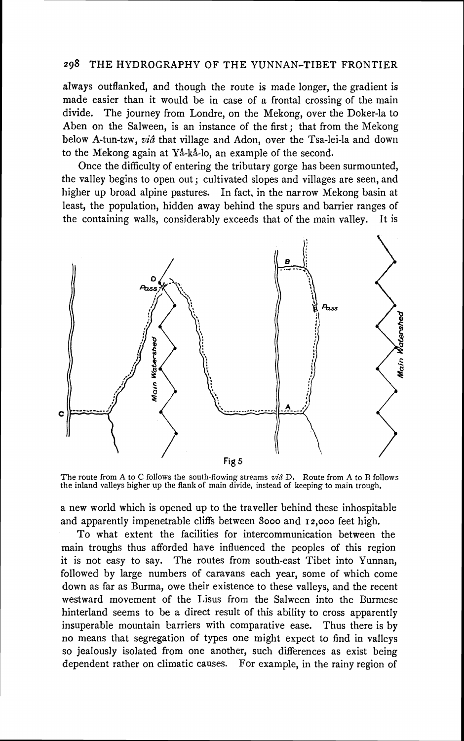always outflanked, and though the route is made longer, the gradient is made easier than it would be in case of a frontal crossing of the main divide. The journey from Londre, on the Mekong, over the Doker-la to Aben on the Salween, is an instance of the first; that from the Mekong below A-tun-tzw, *viâ* that village and Adon, over the Tsa-lei-la and down to the Mekong again at Yå-kå-lo, an example of the second.

Once the difficulty of entering the tributary gorge has been surmounted, the valley begins to open out; cultivated slopes and villages are seen, and higher up broad alpine pastures. In fact, in the narrow Mekong basin at least, the population, hidden away behind the spurs and barrier ranges of the containing walls, considerably exceeds that of the main valley. It is a new world which is opened up to the traveller behind these inhospitable and apparently impenetrable cliffs between 8000 and 12,000 feet high.

Fig 5

The route from A to C follows the south-flowing streams *viâ* D. Route from A to B follows the inland valleys higher up the flank of main divide, instead of keeping to main trough.

To what extent the facilities for intercommunication between the main troughs thus afforded have influenced the peoples of this region it is not easy to say. The routes from south-east Tibet into Yunnan, followed by large numbers of caravans each year, some of which come down as far as Burma, owe their existence to these valleys, and the recent westward movement of the Lisus from the Salween into the Burmese hinterland seems to be a direct result of this ability to cross apparently insuperable mountain barriers with comparative ease. Thus there is by no means that segregation of types one might expect to find in valleys so jealously isolated from one another, such differences as exist being dependent rather on climatic causes. For example, in the rainy region of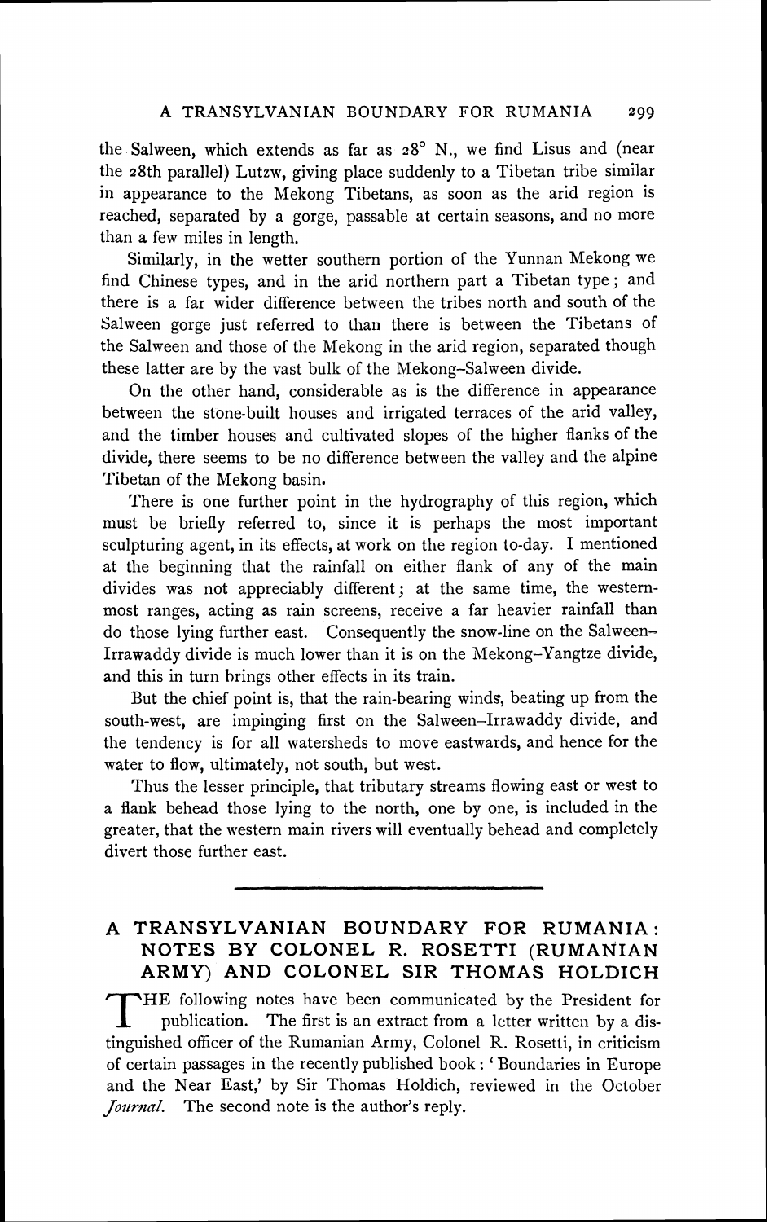the Salween, which extends as far as 28° N., we find Lisus and (near the 28th parallel) Lutzw, giving place suddenly to a Tibetan tribe similar in appearance to the Mekong Tibetans, as soon as the arid region is reached, separated by a gorge, passable at certain seasons, and no more than a few miles in length.

Similarly, in the wetter southern portion of the Yunnan Mekong we find Chinese types, and in the arid northern part a Tibetan type; and there is a far wider difference between the tribes north and south of the Salween gorge just referred to than there is between the Tibetans of the Salween and those of the Mekong in the arid region, separated though these latter are by the vast bulk of the Mekong–Salween divide.

On the other hand, considerable as is the difference in appearance between the stone-built houses and irrigated terraces of the arid valley, and the timber houses and cultivated slopes of the higher flanks of the divide, there seems to be no difference between the valley and the alpine Tibetan of the Mekong basin.

There is one further point in the hydrography of this region, which must be briefly referred to, since it is perhaps the most important sculpturing agent, in its effects, at work on the region to-day. I mentioned at the beginning that the rainfall on either flank of any of the main divides was not appreciably different; at the same time, the westernmost ranges, acting as rain screens, receive a far heavier rainfall than do those lying further east. Consequently the snow-line on the Salween–Irrawaddy divide is much lower than it is on the Mekong–Yangtze divide, and this in turn brings other effects in its train.

But the chief point is, that the rain-bearing winds, beating up from the south-west, are impinging first on the Salween–Irrawaddy divide, and the tendency is for all watersheds to move eastwards, and hence for the water to flow, ultimately, not south, but west.

Thus the lesser principle, that tributary streams flowing east or west to a flank behead those lying to the north, one by one, is included in the greater, that the western main rivers will eventually behead and completely divert those further east.

---

## A TRANSYLVANIAN BOUNDARY FOR RUMANIA: NOTES BY COLONEL R. ROSETTI (RUMANIAN ARMY) AND COLONEL SIR THOMAS HOLDICH

THE following notes have been communicated by the President for publication. The first is an extract from a letter written by a distinguished officer of the Rumanian Army, Colonel R. Rosetti, in criticism of certain passages in the recently published book: 'Boundaries in Europe and the Near East,' by Sir Thomas Holdich, reviewed in the October *Journal*. The second note is the author's reply.